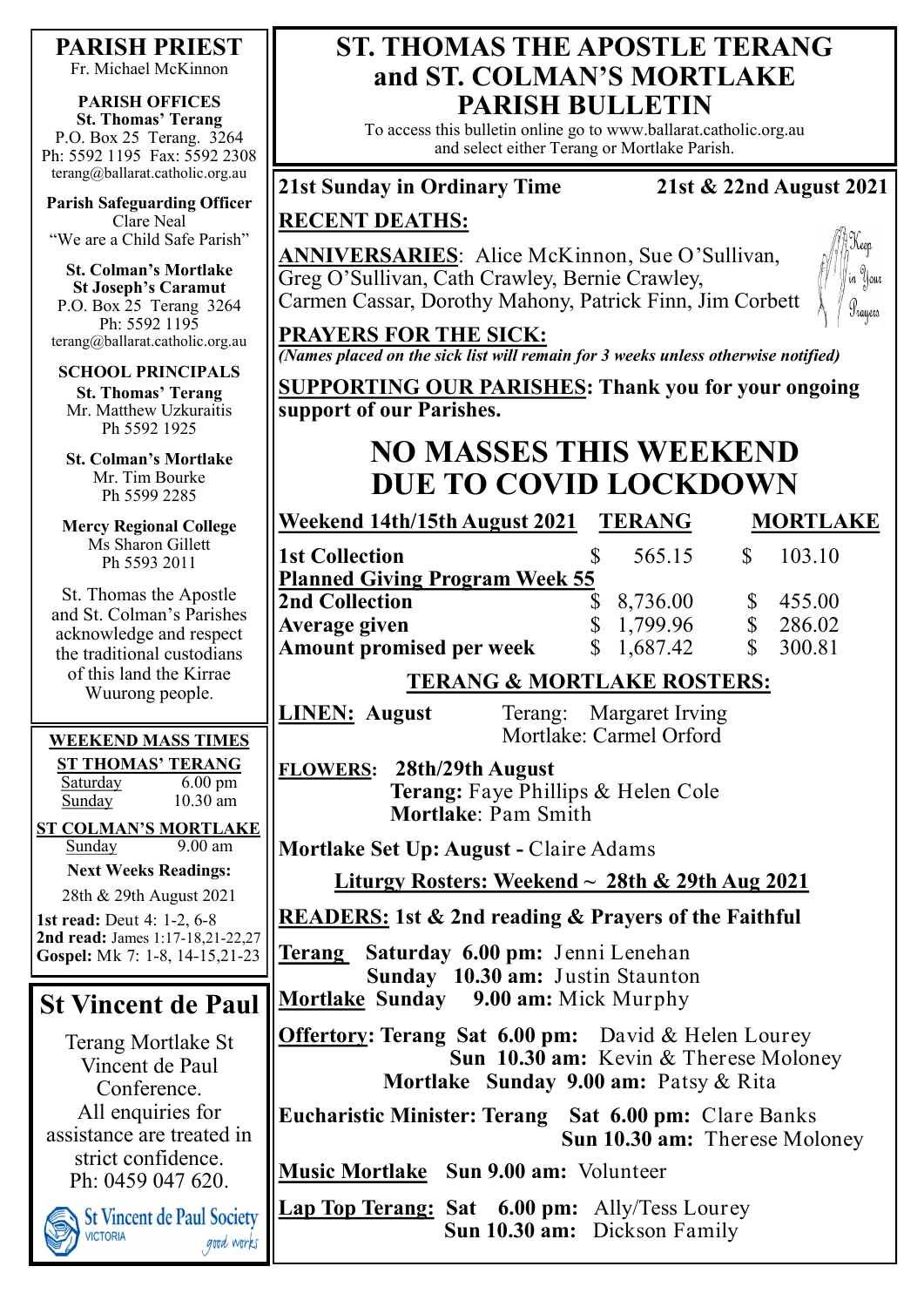# ST. THOMAS THE APOSTLE TERANG and ST. COLMAN'S MORTLAKE PARISH BULLETIN

To access this bulletin online go to www.ballarat.catholic.org.au and select either Terang or Mortlake Parish.

**21st Sunday in Ordinary Time** — **21st & 22nd August 2021**

**RECENT DEATHS:**

**ANNIVERSARIES**: Alice McKinnon, Sue O'Sullivan, Greg O'Sullivan, Cath Crawley, Bernie Crawley, Carmen Cassar, Dorothy Mahony, Patrick Finn, Jim Corbett

Keep in Your Prayers

**PRAYERS FOR THE SICK:**

*(Names placed on the sick list will remain for 3 weeks unless otherwise notified)*

**SUPPORTING OUR PARISHES: Thank you for your ongoing support of our Parishes.**

## NO MASSES THIS WEEKEND DUE TO COVID LOCKDOWN

| Weekend 14th/15th August 2021 | TERANG | MORTLAKE |
|---|---|---|
| 1st Collection | $ 565.15 | $ 103.10 |
| **Planned Giving Program Week 55** | | |
| 2nd Collection | $ 8,736.00 | $ 455.00 |
| Average given | $ 1,799.96 | $ 286.02 |
| Amount promised per week | $ 1,687.42 | $ 300.81 |

### TERANG & MORTLAKE ROSTERS:

**LINEN: August** — Terang: Margaret Irving; Mortlake: Carmel Orford

**FLOWERS: 28th/29th August**
**Terang:** Faye Phillips & Helen Cole
**Mortlake**: Pam Smith

**Mortlake Set Up: August -** Claire Adams

**Liturgy Rosters: Weekend ~ 28th & 29th Aug 2021**

**READERS: 1st & 2nd reading & Prayers of the Faithful**

**Terang** Saturday **6.00 pm:** Jenni Lenehan
Sunday **10.30 am:** Justin Staunton
**Mortlake** Sunday **9.00 am:** Mick Murphy

**Offertory: Terang** Sat **6.00 pm:** David & Helen Lourey
Sun **10.30 am:** Kevin & Therese Moloney
**Mortlake** Sunday **9.00 am:** Patsy & Rita

**Eucharistic Minister: Terang** Sat **6.00 pm:** Clare Banks
Sun **10.30 am:** Therese Moloney

**Music Mortlake** Sun **9.00 am:** Volunteer

**Lap Top Terang:** Sat **6.00 pm:** Ally/Tess Lourey
Sun **10.30 am:** Dickson Family

---

**PARISH PRIEST**
Fr. Michael McKinnon

**PARISH OFFICES**
**St. Thomas' Terang**
P.O. Box 25 Terang. 3264
Ph: 5592 1195 Fax: 5592 2308
terang@ballarat.catholic.org.au

**Parish Safeguarding Officer**
Clare Neal
"We are a Child Safe Parish"

**St. Colman's Mortlake**
**St Joseph's Caramut**
P.O. Box 25 Terang 3264
Ph: 5592 1195
terang@ballarat.catholic.org.au

**SCHOOL PRINCIPALS**
**St. Thomas' Terang**
Mr. Matthew Uzkuraitis
Ph 5592 1925

**St. Colman's Mortlake**
Mr. Tim Bourke
Ph 5599 2285

**Mercy Regional College**
Ms Sharon Gillett
Ph 5593 2011

St. Thomas the Apostle and St. Colman's Parishes acknowledge and respect the traditional custodians of this land the Kirrae Wuurong people.

**WEEKEND MASS TIMES**

**ST THOMAS' TERANG**
Saturday 6.00 pm
Sunday 10.30 am

**ST COLMAN'S MORTLAKE**
Sunday 9.00 am

**Next Weeks Readings:**
28th & 29th August 2021
**1st read:** Deut 4: 1-2, 6-8
**2nd read:** James 1:17-18,21-22,27
**Gospel:** Mk 7: 1-8, 14-15,21-23

## St Vincent de Paul

Terang Mortlake St Vincent de Paul Conference.
All enquiries for assistance are treated in strict confidence.
Ph: 0459 047 620.

St Vincent de Paul Society VICTORIA good works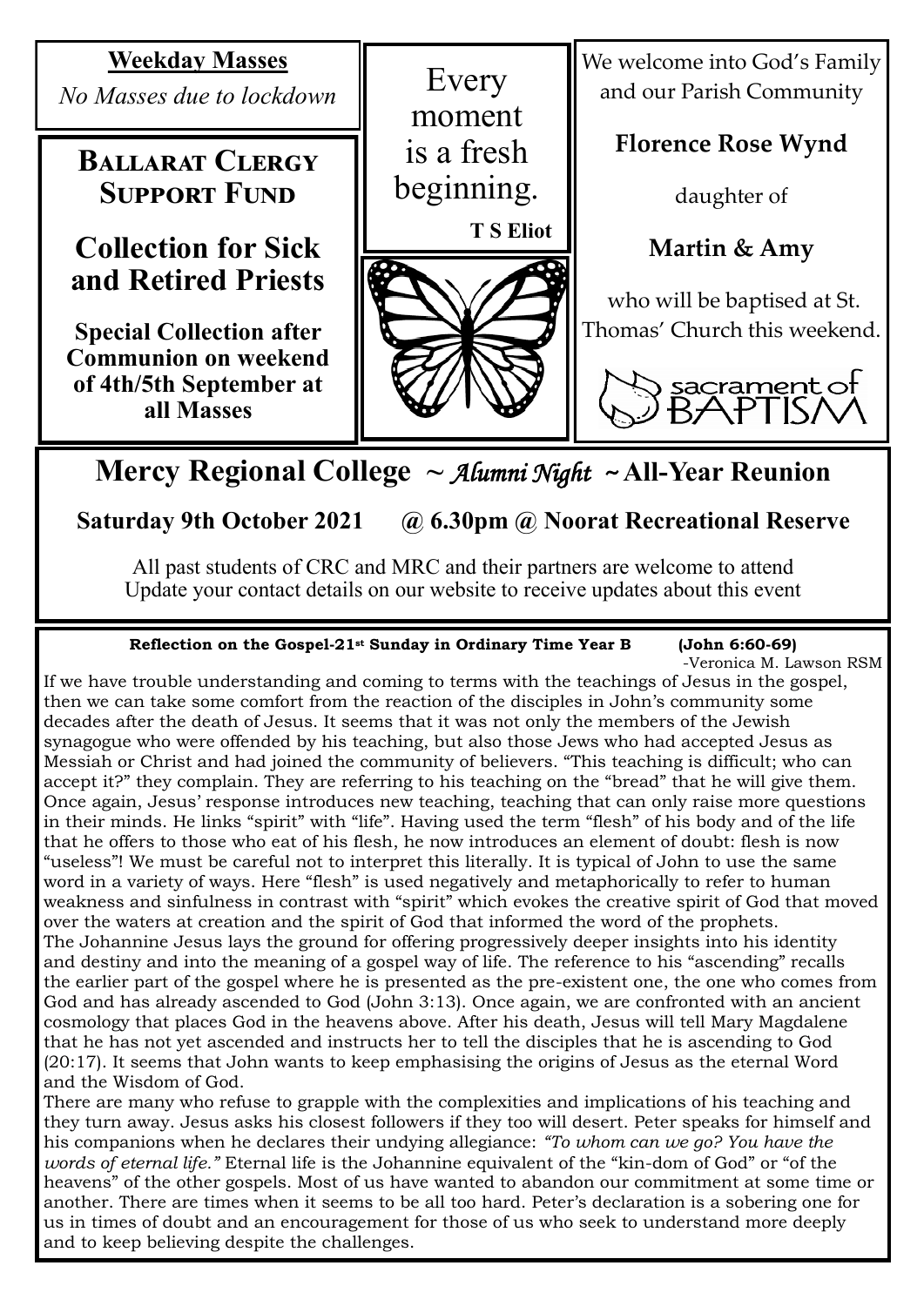## Weekday Masses

*No Masses due to lockdown*

## Ballarat Clergy Support Fund

## Collection for Sick and Retired Priests

**Special Collection after Communion on weekend of 4th/5th September at all Masses**

Every moment is a fresh beginning.

**T S Eliot**

We welcome into God's Family and our Parish Community

**Florence Rose Wynd**

daughter of

**Martin & Amy**

who will be baptised at St. Thomas' Church this weekend.

sacrament of BAPTISM

## Mercy Regional College ~ *Alumni Night* ~ All-Year Reunion

**Saturday 9th October 2021 @ 6.30pm @ Noorat Recreational Reserve**

All past students of CRC and MRC and their partners are welcome to attend
Update your contact details on our website to receive updates about this event

**Reflection on the Gospel-21st Sunday in Ordinary Time Year B (John 6:60-69)**

-Veronica M. Lawson RSM

If we have trouble understanding and coming to terms with the teachings of Jesus in the gospel, then we can take some comfort from the reaction of the disciples in John's community some decades after the death of Jesus. It seems that it was not only the members of the Jewish synagogue who were offended by his teaching, but also those Jews who had accepted Jesus as Messiah or Christ and had joined the community of believers. "This teaching is difficult; who can accept it?" they complain. They are referring to his teaching on the "bread" that he will give them. Once again, Jesus' response introduces new teaching, teaching that can only raise more questions in their minds. He links "spirit" with "life". Having used the term "flesh" of his body and of the life that he offers to those who eat of his flesh, he now introduces an element of doubt: flesh is now "useless"! We must be careful not to interpret this literally. It is typical of John to use the same word in a variety of ways. Here "flesh" is used negatively and metaphorically to refer to human weakness and sinfulness in contrast with "spirit" which evokes the creative spirit of God that moved over the waters at creation and the spirit of God that informed the word of the prophets.

The Johannine Jesus lays the ground for offering progressively deeper insights into his identity and destiny and into the meaning of a gospel way of life. The reference to his "ascending" recalls the earlier part of the gospel where he is presented as the pre-existent one, the one who comes from God and has already ascended to God (John 3:13). Once again, we are confronted with an ancient cosmology that places God in the heavens above. After his death, Jesus will tell Mary Magdalene that he has not yet ascended and instructs her to tell the disciples that he is ascending to God (20:17). It seems that John wants to keep emphasising the origins of Jesus as the eternal Word and the Wisdom of God.

There are many who refuse to grapple with the complexities and implications of his teaching and they turn away. Jesus asks his closest followers if they too will desert. Peter speaks for himself and his companions when he declares their undying allegiance: *"To whom can we go? You have the words of eternal life."* Eternal life is the Johannine equivalent of the "kin-dom of God" or "of the heavens" of the other gospels. Most of us have wanted to abandon our commitment at some time or another. There are times when it seems to be all too hard. Peter's declaration is a sobering one for us in times of doubt and an encouragement for those of us who seek to understand more deeply and to keep believing despite the challenges.